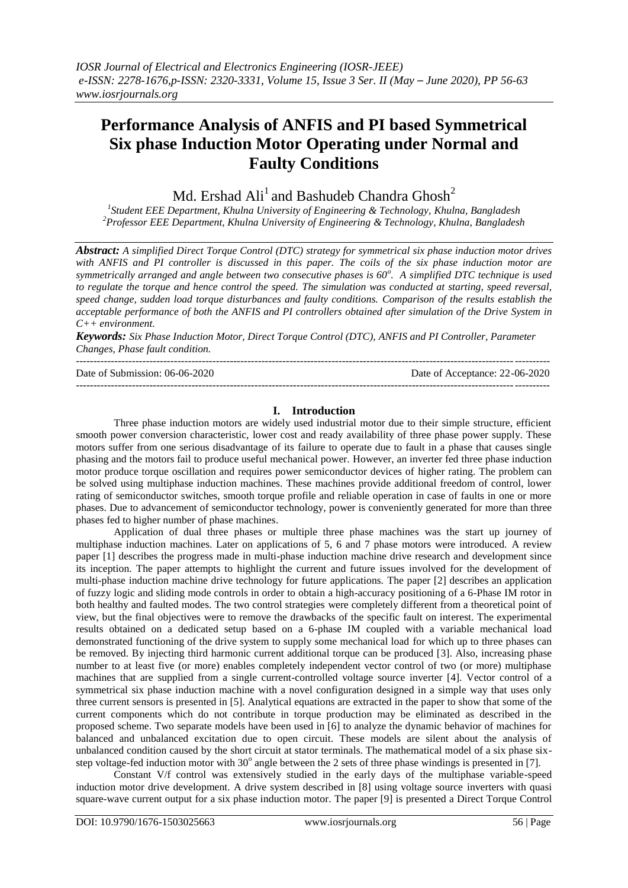# Performance Analysis of ANFIS and PI based Symmetrical Six phase Induction Motor Operating under Normal and Faulty Conditions

Md. Ershad Ali[1] and Bashudeb Chandra Ghosh[2]

[1]Student EEE Department, Khulna University of Engineering & Technology, Khulna, Bangladesh
[2]Professor EEE Department, Khulna University of Engineering & Technology, Khulna, Bangladesh

***Abstract:*** *A simplified Direct Torque Control (DTC) strategy for symmetrical six phase induction motor drives with ANFIS and PI controller is discussed in this paper. The coils of the six phase induction motor are symmetrically arranged and angle between two consecutive phases is 60°. A simplified DTC technique is used to regulate the torque and hence control the speed. The simulation was conducted at starting, speed reversal, speed change, sudden load torque disturbances and faulty conditions. Comparison of the results establish the acceptable performance of both the ANFIS and PI controllers obtained after simulation of the Drive System in C++ environment.*

***Keywords:*** *Six Phase Induction Motor, Direct Torque Control (DTC), ANFIS and PI Controller, Parameter Changes, Phase fault condition.*

---

Date of Submission: 06-06-2020 | Date of Acceptance: 22-06-2020

---

## I. Introduction

Three phase induction motors are widely used industrial motor due to their simple structure, efficient smooth power conversion characteristic, lower cost and ready availability of three phase power supply. These motors suffer from one serious disadvantage of its failure to operate due to fault in a phase that causes single phasing and the motors fail to produce useful mechanical power. However, an inverter fed three phase induction motor produce torque oscillation and requires power semiconductor devices of higher rating. The problem can be solved using multiphase induction machines. These machines provide additional freedom of control, lower rating of semiconductor switches, smooth torque profile and reliable operation in case of faults in one or more phases. Due to advancement of semiconductor technology, power is conveniently generated for more than three phases fed to higher number of phase machines.

Application of dual three phases or multiple three phase machines was the start up journey of multiphase induction machines. Later on applications of 5, 6 and 7 phase motors were introduced. A review paper [1] describes the progress made in multi-phase induction machine drive research and development since its inception. The paper attempts to highlight the current and future issues involved for the development of multi-phase induction machine drive technology for future applications. The paper [2] describes an application of fuzzy logic and sliding mode controls in order to obtain a high-accuracy positioning of a 6-Phase IM rotor in both healthy and faulted modes. The two control strategies were completely different from a theoretical point of view, but the final objectives were to remove the drawbacks of the specific fault on interest. The experimental results obtained on a dedicated setup based on a 6-phase IM coupled with a variable mechanical load demonstrated functioning of the drive system to supply some mechanical load for which up to three phases can be removed. By injecting third harmonic current additional torque can be produced [3]. Also, increasing phase number to at least five (or more) enables completely independent vector control of two (or more) multiphase machines that are supplied from a single current-controlled voltage source inverter [4]. Vector control of a symmetrical six phase induction machine with a novel configuration designed in a simple way that uses only three current sensors is presented in [5]. Analytical equations are extracted in the paper to show that some of the current components which do not contribute in torque production may be eliminated as described in the proposed scheme. Two separate models have been used in [6] to analyze the dynamic behavior of machines for balanced and unbalanced excitation due to open circuit. These models are silent about the analysis of unbalanced condition caused by the short circuit at stator terminals. The mathematical model of a six phase six-step voltage-fed induction motor with 30° angle between the 2 sets of three phase windings is presented in [7].

Constant V/f control was extensively studied in the early days of the multiphase variable-speed induction motor drive development. A drive system described in [8] using voltage source inverters with quasi square-wave current output for a six phase induction motor. The paper [9] is presented a Direct Torque Control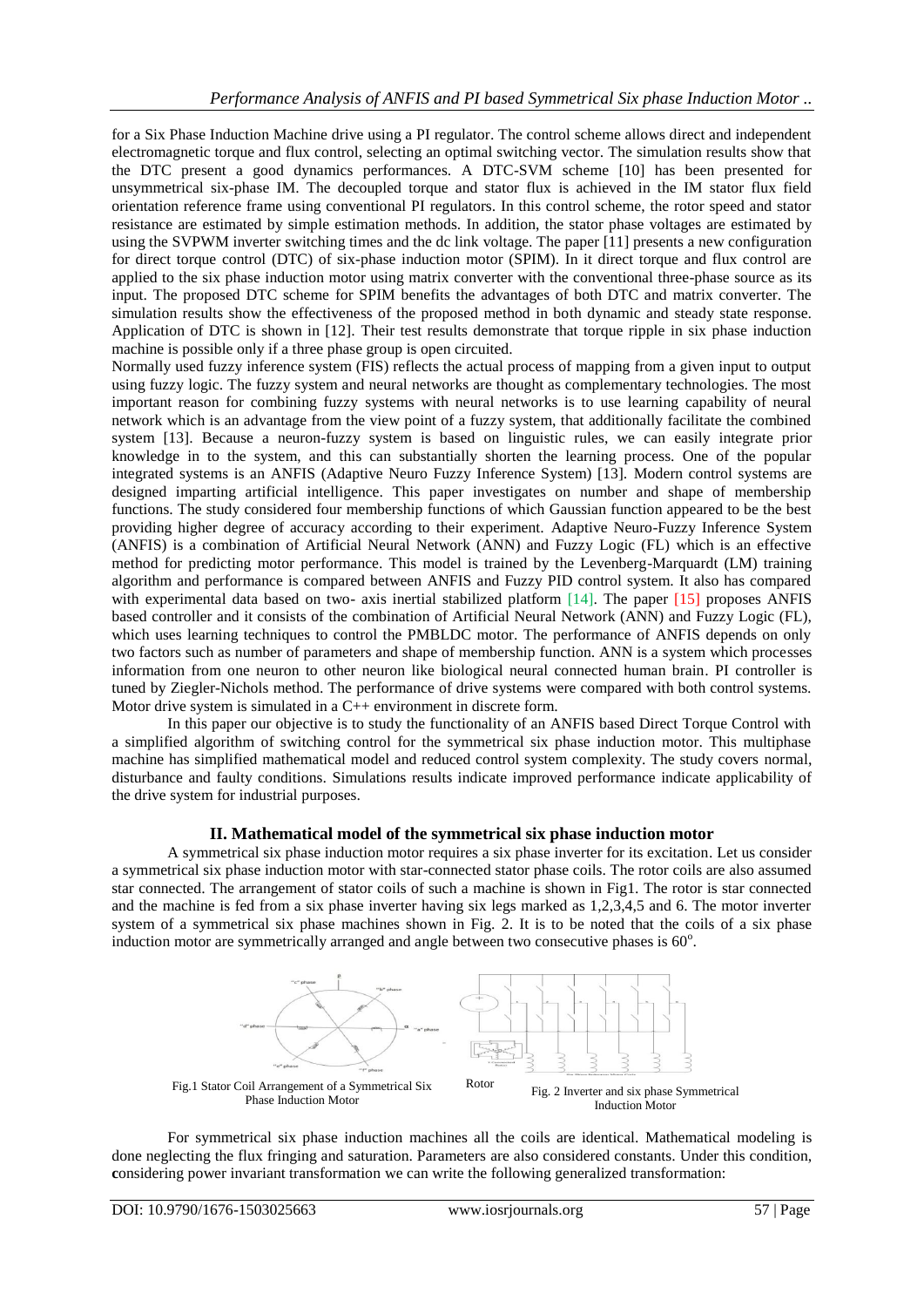for a Six Phase Induction Machine drive using a PI regulator. The control scheme allows direct and independent electromagnetic torque and flux control, selecting an optimal switching vector. The simulation results show that the DTC present a good dynamics performances. A DTC-SVM scheme [10] has been presented for unsymmetrical six-phase IM. The decoupled torque and stator flux is achieved in the IM stator flux field orientation reference frame using conventional PI regulators. In this control scheme, the rotor speed and stator resistance are estimated by simple estimation methods. In addition, the stator phase voltages are estimated by using the SVPWM inverter switching times and the dc link voltage. The paper [11] presents a new configuration for direct torque control (DTC) of six-phase induction motor (SPIM). In it direct torque and flux control are applied to the six phase induction motor using matrix converter with the conventional three-phase source as its input. The proposed DTC scheme for SPIM benefits the advantages of both DTC and matrix converter. The simulation results show the effectiveness of the proposed method in both dynamic and steady state response. Application of DTC is shown in [12]. Their test results demonstrate that torque ripple in six phase induction machine is possible only if a three phase group is open circuited.

Normally used fuzzy inference system (FIS) reflects the actual process of mapping from a given input to output using fuzzy logic. The fuzzy system and neural networks are thought as complementary technologies. The most important reason for combining fuzzy systems with neural networks is to use learning capability of neural network which is an advantage from the view point of a fuzzy system, that additionally facilitate the combined system [13]. Because a neuron-fuzzy system is based on linguistic rules, we can easily integrate prior knowledge in to the system, and this can substantially shorten the learning process. One of the popular integrated systems is an ANFIS (Adaptive Neuro Fuzzy Inference System) [13]. Modern control systems are designed imparting artificial intelligence. This paper investigates on number and shape of membership functions. The study considered four membership functions of which Gaussian function appeared to be the best providing higher degree of accuracy according to their experiment. Adaptive Neuro-Fuzzy Inference System (ANFIS) is a combination of Artificial Neural Network (ANN) and Fuzzy Logic (FL) which is an effective method for predicting motor performance. This model is trained by the Levenberg-Marquardt (LM) training algorithm and performance is compared between ANFIS and Fuzzy PID control system. It also has compared with experimental data based on two- axis inertial stabilized platform [14]. The paper [15] proposes ANFIS based controller and it consists of the combination of Artificial Neural Network (ANN) and Fuzzy Logic (FL), which uses learning techniques to control the PMBLDC motor. The performance of ANFIS depends on only two factors such as number of parameters and shape of membership function. ANN is a system which processes information from one neuron to other neuron like biological neural connected human brain. PI controller is tuned by Ziegler-Nichols method. The performance of drive systems were compared with both control systems. Motor drive system is simulated in a C++ environment in discrete form.

In this paper our objective is to study the functionality of an ANFIS based Direct Torque Control with a simplified algorithm of switching control for the symmetrical six phase induction motor. This multiphase machine has simplified mathematical model and reduced control system complexity. The study covers normal, disturbance and faulty conditions. Simulations results indicate improved performance indicate applicability of the drive system for industrial purposes.

## II. Mathematical model of the symmetrical six phase induction motor

A symmetrical six phase induction motor requires a six phase inverter for its excitation. Let us consider a symmetrical six phase induction motor with star-connected stator phase coils. The rotor coils are also assumed star connected. The arrangement of stator coils of such a machine is shown in Fig1. The rotor is star connected and the machine is fed from a six phase inverter having six legs marked as 1,2,3,4,5 and 6. The motor inverter system of a symmetrical six phase machines shown in Fig. 2. It is to be noted that the coils of a six phase induction motor are symmetrically arranged and angle between two consecutive phases is $60^o$.

Fig.1 Stator Coil Arrangement of a Symmetrical Six Phase Induction Motor

Rotor

Fig. 2 Inverter and six phase Symmetrical Induction Motor

For symmetrical six phase induction machines all the coils are identical. Mathematical modeling is done neglecting the flux fringing and saturation. Parameters are also considered constants. Under this condition, **c**onsidering power invariant transformation we can write the following generalized transformation: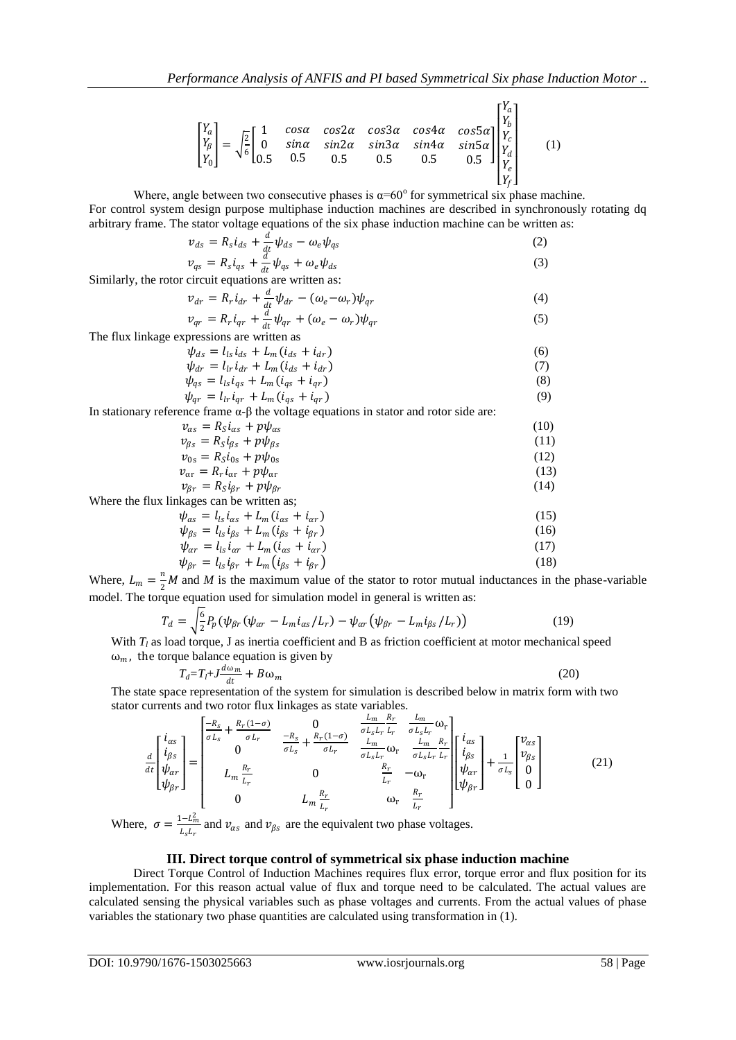$$\begin{bmatrix} Y_\alpha \\ Y_\beta \\ Y_0 \end{bmatrix} = \sqrt{\frac{2}{6}} \begin{bmatrix} 1 & cos\alpha & cos2\alpha & cos3\alpha & cos4\alpha & cos5\alpha \\ 0 & sin\alpha & sin2\alpha & sin3\alpha & sin4\alpha & sin5\alpha \\ 0.5 & 0.5 & 0.5 & 0.5 & 0.5 & 0.5 \end{bmatrix} \begin{bmatrix} Y_a \\ Y_b \\ Y_c \\ Y_d \\ Y_e \\ Y_f \end{bmatrix} \qquad (1)$$

Where, angle between two consecutive phases is $\alpha=60^o$ for symmetrical six phase machine.

For control system design purpose multiphase induction machines are described in synchronously rotating dq arbitrary frame. The stator voltage equations of the six phase induction machine can be written as:

$$v_{ds} = R_s i_{ds} + \frac{d}{dt}\psi_{ds} - \omega_e \psi_{qs} \qquad (2)$$

$$v_{qs} = R_s i_{qs} + \frac{d}{dt}\psi_{qs} + \omega_e \psi_{ds} \qquad (3)$$

Similarly, the rotor circuit equations are written as:

$$v_{dr} = R_r i_{dr} + \frac{d}{dt}\psi_{dr} - (\omega_e - \omega_r)\psi_{qr} \qquad (4)$$

$$v_{qr} = R_r i_{qr} + \frac{d}{dt}\psi_{qr} + (\omega_e - \omega_r)\psi_{qr} \qquad (5)$$

The flux linkage expressions are written as

$$\psi_{ds} = l_{ls} i_{ds} + L_m (i_{ds} + i_{dr}) \qquad (6)$$

$$\psi_{dr} = l_{lr} i_{dr} + L_m (i_{ds} + i_{dr}) \qquad (7)$$

$$\psi_{qs} = l_{ls} i_{qs} + L_m (i_{qs} + i_{qr}) \qquad (8)$$

$$\psi_{qr} = l_{lr} i_{qr} + L_m (i_{qs} + i_{qr}) \qquad (9)$$

In stationary reference frame α-β the voltage equations in stator and rotor side are:

$$v_{\alpha s} = R_S i_{\alpha s} + p\psi_{\alpha s} \qquad (10)$$

$$v_{\beta s} = R_S i_{\beta s} + p\psi_{\beta s} \qquad (11)$$

$$v_{0s} = R_S i_{0s} + p\psi_{0s} \qquad (12)$$

$$v_{\alpha r} = R_r i_{\alpha r} + p\psi_{\alpha r} \qquad (13)$$

$$v_{\beta r} = R_S i_{\beta r} + p\psi_{\beta r} \qquad (14)$$

Where the flux linkages can be written as;

$$\psi_{\alpha s} = l_{ls} i_{\alpha s} + L_m (i_{\alpha s} + i_{\alpha r}) \qquad (15)$$

$$\psi_{\beta s} = l_{ls} i_{\beta s} + L_m (i_{\beta s} + i_{\beta r}) \qquad (16)$$

$$\psi_{\alpha r} = l_{ls} i_{\alpha r} + L_m (i_{\alpha s} + i_{\alpha r}) \qquad (17)$$

$$\psi_{\beta r} = l_{ls} i_{\beta r} + L_m \left(i_{\beta s} + i_{\beta r}\right) \qquad (18)$$

Where, $L_m = \frac{n}{2}M$ and $M$ is the maximum value of the stator to rotor mutual inductances in the phase-variable model. The torque equation used for simulation model in general is written as:

$$T_d = \sqrt{\frac{6}{2}} P_p \left(\psi_{\beta r}(\psi_{\alpha r} - L_m i_{\alpha s}/L_r) - \psi_{\alpha r}\left(\psi_{\beta r} - L_m i_{\beta s}/L_r\right)\right) \qquad (19)$$

With $T_l$ as load torque, J as inertia coefficient and B as friction coefficient at motor mechanical speed $\omega_m$, the torque balance equation is given by

$$T_d = T_l + J\frac{d\omega_m}{dt} + B\omega_m \qquad (20)$$

The state space representation of the system for simulation is described below in matrix form with two stator currents and two rotor flux linkages as state variables.

$$\frac{d}{dt}\begin{bmatrix} i_{\alpha s} \\ i_{\beta s} \\ \psi_{\alpha r} \\ \psi_{\beta r} \end{bmatrix} = \begin{bmatrix} \frac{-R_s}{\sigma L_s} + \frac{R_r(1-\sigma)}{\sigma L_r} & 0 & \frac{L_m}{\sigma L_s L_r}\frac{R_r}{L_r} & \frac{L_m}{\sigma L_s L_r}\omega_r \\ 0 & \frac{-R_s}{\sigma L_s} + \frac{R_r(1-\sigma)}{\sigma L_r} & \frac{L_m}{\sigma L_s L_r}\omega_r & \frac{L_m}{\sigma L_s L_r}\frac{R_r}{L_r} \\ L_m \frac{R_r}{L_r} & 0 & \frac{R_r}{L_r} & -\omega_r \\ 0 & L_m \frac{R_r}{L_r} & \omega_r & \frac{R_r}{L_r} \end{bmatrix} \begin{bmatrix} i_{\alpha s} \\ i_{\beta s} \\ \psi_{\alpha r} \\ \psi_{\beta r} \end{bmatrix} + \frac{1}{\sigma L_s}\begin{bmatrix} v_{\alpha s} \\ v_{\beta s} \\ 0 \\ 0 \end{bmatrix} \qquad (21)$$

Where, $\sigma = \frac{1-L_m^2}{L_s L_r}$ and $v_{\alpha s}$ and $v_{\beta s}$ are the equivalent two phase voltages.

## III. Direct torque control of symmetrical six phase induction machine

Direct Torque Control of Induction Machines requires flux error, torque error and flux position for its implementation. For this reason actual value of flux and torque need to be calculated. The actual values are calculated sensing the physical variables such as phase voltages and currents. From the actual values of phase variables the stationary two phase quantities are calculated using transformation in (1).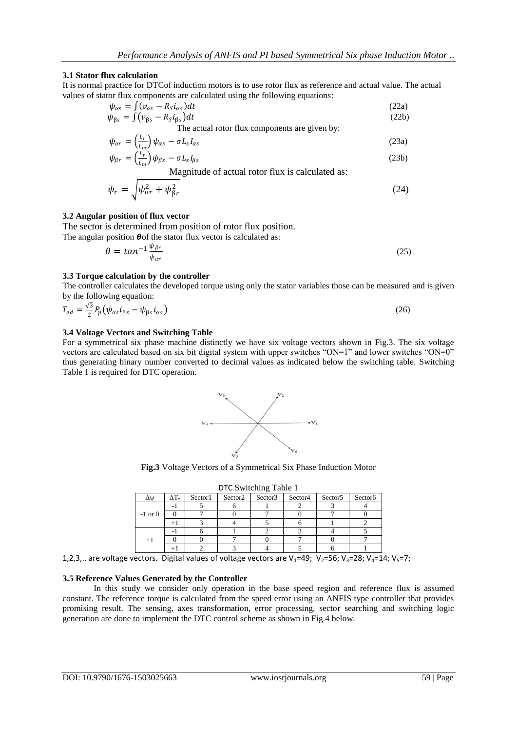### 3.1 Stator flux calculation

It is normal practice for DTCof induction motors is to use rotor flux as reference and actual value. The actual values of stator flux components are calculated using the following equations:

$$\psi_{\alpha s} = \int (v_{\alpha s} - R_S i_{\alpha s}) dt \tag{22a}$$

$$\psi_{\beta s} = \int (v_{\beta s} - R_S i_{\beta s}) dt \tag{22b}$$

The actual rotor flux components are given by:

$$\psi_{\alpha r} = \left(\frac{L_r}{L_m}\right) \psi_{\alpha s} - \sigma L_s I_{\alpha s} \tag{23a}$$

$$\psi_{\beta r} = \left(\frac{L_r}{L_m}\right) \psi_{\beta s} - \sigma L_s I_{\beta s} \tag{23b}$$

Magnitude of actual rotor flux is calculated as:

$$\psi_r = \sqrt{\psi_{\alpha r}^2 + \psi_{\beta r}^2} \tag{24}$$

### 3.2 Angular position of flux vector

The sector is determined from position of rotor flux position.

The angular position $\boldsymbol{\theta}$of the stator flux vector is calculated as:

$$\theta = tan^{-1} \frac{\psi_{\beta r}}{\psi_{\alpha r}} \tag{25}$$

### 3.3 Torque calculation by the controller

The controller calculates the developed torque using only the stator variables those can be measured and is given by the following equation:

$$T_{ed} = \frac{\sqrt{3}}{2} P_p \left(\psi_{\alpha s} i_{\beta s} - \psi_{\beta s} i_{\alpha s}\right) \tag{26}$$

### 3.4 Voltage Vectors and Switching Table

For a symmetrical six phase machine distinctly we have six voltage vectors shown in Fig.3. The six voltage vectors are calculated based on six bit digital system with upper switches "ON=1" and lower switches "ON=0" thus generating binary number converted to decimal values as indicated below the switching table. Switching Table 1 is required for DTC operation.

**Fig.3** Voltage Vectors of a Symmetrical Six Phase Induction Motor

DTC Switching Table 1

| $\Delta\psi$ | $\Delta T_e$ | Sector1 | Sector2 | Sector3 | Sector4 | Sector5 | Sector6 |
|---|---|---|---|---|---|---|---|
| -1 or 0 | -1 | 5 | 6 | 1 | 2 | 3 | 4 |
| | 0 | 7 | 0 | 7 | 0 | 7 | 0 |
| | +1 | 3 | 4 | 5 | 6 | 1 | 2 |
| +1 | -1 | 6 | 1 | 2 | 3 | 4 | 5 |
| | 0 | 0 | 7 | 0 | 7 | 0 | 7 |
| | +1 | 2 | 3 | 4 | 5 | 6 | 1 |

1,2,3,.. are voltage vectors. Digital values of voltage vectors are $V_1$=49; $V_2$=56; $V_3$=28; $V_4$=14; $V_5$=7;

### 3.5 Reference Values Generated by the Controller

In this study we consider only operation in the base speed region and reference flux is assumed constant. The reference torque is calculated from the speed error using an ANFIS type controller that provides promising result. The sensing, axes transformation, error processing, sector searching and switching logic generation are done to implement the DTC control scheme as shown in Fig.4 below.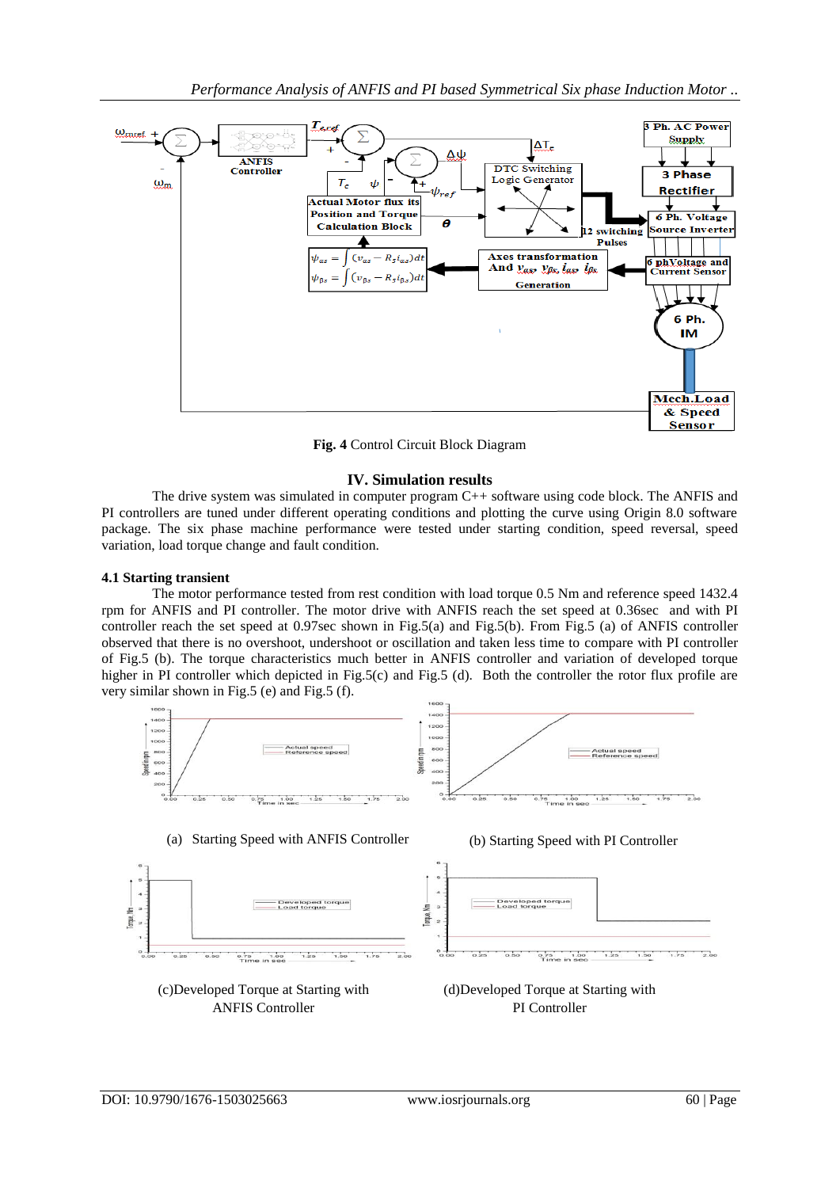**Fig. 4** Control Circuit Block Diagram

## IV. Simulation results

The drive system was simulated in computer program C++ software using code block. The ANFIS and PI controllers are tuned under different operating conditions and plotting the curve using Origin 8.0 software package. The six phase machine performance were tested under starting condition, speed reversal, speed variation, load torque change and fault condition.

### 4.1 Starting transient

The motor performance tested from rest condition with load torque 0.5 Nm and reference speed 1432.4 rpm for ANFIS and PI controller. The motor drive with ANFIS reach the set speed at 0.36sec and with PI controller reach the set speed at 0.97sec shown in Fig.5(a) and Fig.5(b). From Fig.5 (a) of ANFIS controller observed that there is no overshoot, undershoot or oscillation and taken less time to compare with PI controller of Fig.5 (b). The torque characteristics much better in ANFIS controller and variation of developed torque higher in PI controller which depicted in Fig.5(c) and Fig.5 (d). Both the controller the rotor flux profile are very similar shown in Fig.5 (e) and Fig.5 (f).

(a) Starting Speed with ANFIS Controller

(b) Starting Speed with PI Controller

(c)Developed Torque at Starting with ANFIS Controller

(d)Developed Torque at Starting with PI Controller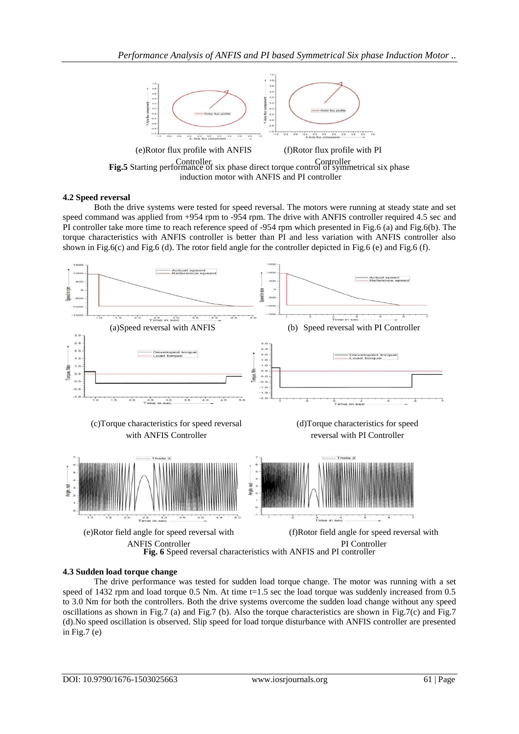(e)Rotor flux profile with ANFIS Controller

(f)Rotor flux profile with PI Controller

**Fig.5** Starting performance of six phase direct torque control of symmetrical six phase induction motor with ANFIS and PI controller

### 4.2 Speed reversal

Both the drive systems were tested for speed reversal. The motors were running at steady state and set speed command was applied from +954 rpm to -954 rpm. The drive with ANFIS controller required 4.5 sec and PI controller take more time to reach reference speed of -954 rpm which presented in Fig.6 (a) and Fig.6(b). The torque characteristics with ANFIS controller is better than PI and less variation with ANFIS controller also shown in Fig.6(c) and Fig.6 (d). The rotor field angle for the controller depicted in Fig.6 (e) and Fig.6 (f).

(a)Speed reversal with ANFIS

(b) Speed reversal with PI Controller

(c)Torque characteristics for speed reversal with ANFIS Controller

(d)Torque characteristics for speed reversal with PI Controller

(e)Rotor field angle for speed reversal with ANFIS Controller

(f)Rotor field angle for speed reversal with PI Controller

**Fig. 6** Speed reversal characteristics with ANFIS and PI controller

### 4.3 Sudden load torque change

The drive performance was tested for sudden load torque change. The motor was running with a set speed of 1432 rpm and load torque 0.5 Nm. At time t=1.5 sec the load torque was suddenly increased from 0.5 to 3.0 Nm for both the controllers. Both the drive systems overcome the sudden load change without any speed oscillations as shown in Fig.7 (a) and Fig.7 (b). Also the torque characteristics are shown in Fig.7(c) and Fig.7 (d).No speed oscillation is observed. Slip speed for load torque disturbance with ANFIS controller are presented in Fig.7 (e)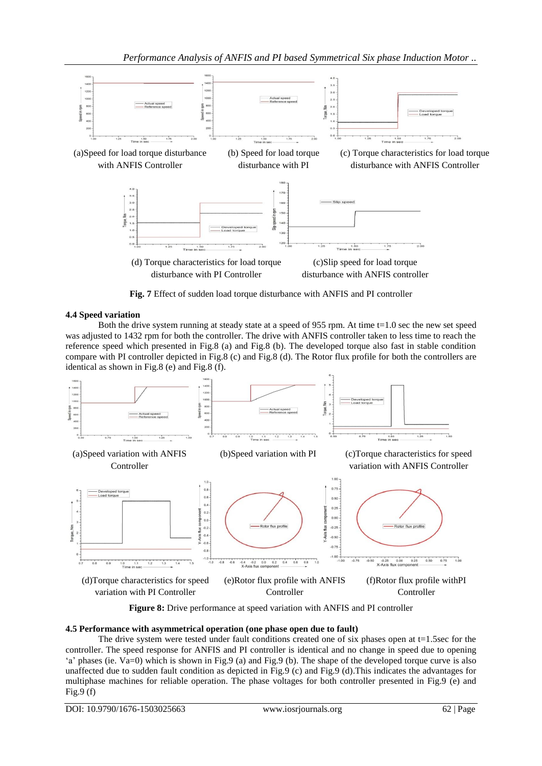(a)Speed for load torque disturbance with ANFIS Controller

(b) Speed for load torque disturbance with PI

(c) Torque characteristics for load torque disturbance with ANFIS Controller

(d) Torque characteristics for load torque disturbance with PI Controller

(c)Slip speed for load torque disturbance with ANFIS controller

**Fig. 7** Effect of sudden load torque disturbance with ANFIS and PI controller

### 4.4 Speed variation

Both the drive system running at steady state at a speed of 955 rpm. At time t=1.0 sec the new set speed was adjusted to 1432 rpm for both the controller. The drive with ANFIS controller taken to less time to reach the reference speed which presented in Fig.8 (a) and Fig.8 (b). The developed torque also fast in stable condition compare with PI controller depicted in Fig.8 (c) and Fig.8 (d). The Rotor flux profile for both the controllers are identical as shown in Fig.8 (e) and Fig.8 (f).

(a)Speed variation with ANFIS Controller

(b)Speed variation with PI

(c)Torque characteristics for speed variation with ANFIS Controller

(d)Torque characteristics for speed variation with PI Controller

(e)Rotor flux profile with ANFIS Controller

(f)Rotor flux profile withPI Controller

**Figure 8:** Drive performance at speed variation with ANFIS and PI controller

### 4.5 Performance with asymmetrical operation (one phase open due to fault)

The drive system were tested under fault conditions created one of six phases open at t=1.5sec for the controller. The speed response for ANFIS and PI controller is identical and no change in speed due to opening 'a' phases (ie. Va=0) which is shown in Fig.9 (a) and Fig.9 (b). The shape of the developed torque curve is also unaffected due to sudden fault condition as depicted in Fig.9 (c) and Fig.9 (d).This indicates the advantages for multiphase machines for reliable operation. The phase voltages for both controller presented in Fig.9 (e) and Fig.9 (f)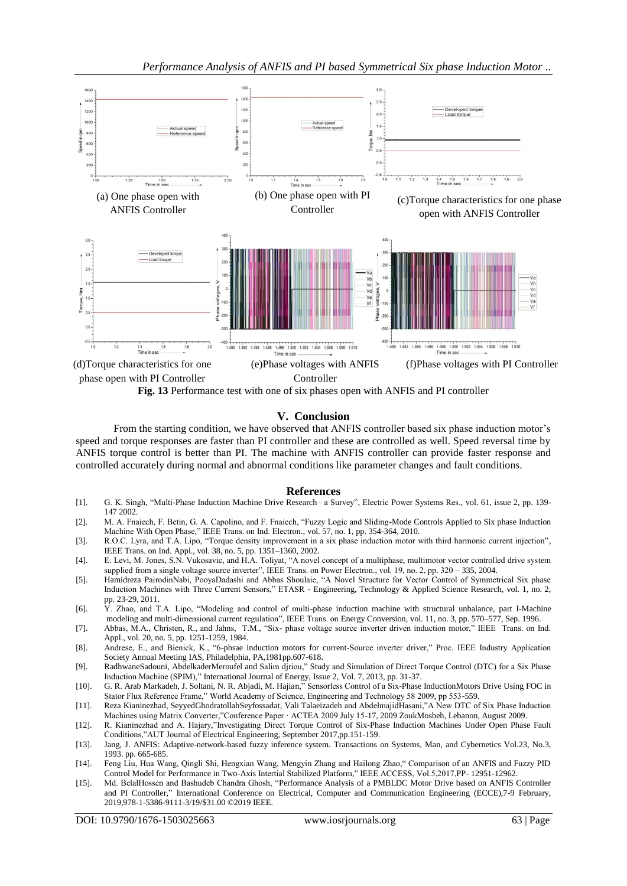(a) One phase open with ANFIS Controller

(b) One phase open with PI Controller

(c)Torque characteristics for one phase open with ANFIS Controller

(d)Torque characteristics for one phase open with PI Controller

(e)Phase voltages with ANFIS Controller

(f)Phase voltages with PI Controller

**Fig. 13** Performance test with one of six phases open with ANFIS and PI controller

## V. Conclusion

From the starting condition, we have observed that ANFIS controller based six phase induction motor's speed and torque responses are faster than PI controller and these are controlled as well. Speed reversal time by ANFIS torque control is better than PI. The machine with ANFIS controller can provide faster response and controlled accurately during normal and abnormal conditions like parameter changes and fault conditions.

## References

[1]. G. K. Singh, "Multi-Phase Induction Machine Drive Research– a Survey", Electric Power Systems Res., vol. 61, issue 2, pp. 139-147 2002.

[2]. M. A. Fnaiech, F. Betin, G. A. Capolino, and F. Fnaiech, "Fuzzy Logic and Sliding-Mode Controls Applied to Six phase Induction Machine With Open Phase," IEEE Trans. on Ind. Electron., vol. 57, no. 1, pp. 354-364, 2010.

[3]. R.O.C. Lyra, and T.A. Lipo, "Torque density improvement in a six phase induction motor with third harmonic current injection", IEEE Trans. on Ind. Appl., vol. 38, no. 5, pp. 1351–1360, 2002.

[4]. E. Levi, M. Jones, S.N. Vukosavic, and H.A. Toliyat, "A novel concept of a multiphase, multimotor vector controlled drive system supplied from a single voltage source inverter", IEEE Trans. on Power Electron., vol. 19, no. 2, pp. 320 – 335, 2004.

[5]. Hamidreza PairodinNabi, PooyaDadashi and Abbas Shoulaie, "A Novel Structure for Vector Control of Symmetrical Six phase Induction Machines with Three Current Sensors," ETASR - Engineering, Technology & Applied Science Research, vol. 1, no. 2, pp. 23-29, 2011.

[6]. Y. Zhao, and T.A. Lipo, "Modeling and control of multi-phase induction machine with structural unbalance, part I-Machine modeling and multi-dimensional current regulation", IEEE Trans. on Energy Conversion, vol. 11, no. 3, pp. 570–577, Sep. 1996.

[7]. Abbas, M.A., Christen, R., and Jahns, T.M., "Six- phase voltage source inverter driven induction motor," IEEE Trans. on Ind. Appl., vol. 20, no. 5, pp. 1251-1259, 1984.

[8]. Andrese, E., and Bienick, K., "6-phsae induction motors for current-Source inverter driver," Proc. IEEE Industry Application Society Annual Meeting IAS, Philadelphia, PA,1981pp.607-618.

[9]. RadhwaneSadouni, AbdelkaderMeroufel and Salim djriou," Study and Simulation of Direct Torque Control (DTC) for a Six Phase Induction Machine (SPIM)," International Journal of Energy, Issue 2, Vol. 7, 2013, pp. 31-37.

[10]. G. R. Arab Markadeh, J. Soltani, N. R. Abjadi, M. Hajian," Sensorless Control of a Six-Phase InductionMotors Drive Using FOC in Stator Flux Reference Frame," World Academy of Science, Engineering and Technology 58 2009, pp 553-559.

[11]. Reza Kianinezhad, SeyyedGhodratollahSeyfossadat, Vali Talaeizadeh and AbdelmajidHasani,"A New DTC of Six Phase Induction Machines using Matrix Converter,"Conference Paper · ACTEA 2009 July 15-17, 2009 ZoukMosbeh, Lebanon, August 2009.

[12]. R. Kianinezhad and A. Hajary,"Investigating Direct Torque Control of Six-Phase Induction Machines Under Open Phase Fault Conditions,"AUT Journal of Electrical Engineering, September 2017,pp.151-159.

[13]. Jang, J. ANFIS: Adaptive-network-based fuzzy inference system. Transactions on Systems, Man, and Cybernetics Vol.23, No.3, 1993. pp. 665-685.

[14]. Feng Liu, Hua Wang, Qingli Shi, Hengxian Wang, Mengyin Zhang and Hailong Zhao," Comparison of an ANFIS and Fuzzy PID Control Model for Performance in Two-Axis Intertial Stabilized Platform," IEEE ACCESS, Vol.5,2017,PP- 12951-12962.

[15]. Md. BelalHossen and Bashudeb Chandra Ghosh, "Performance Analysis of a PMBLDC Motor Drive based on ANFIS Controller and PI Controller," International Conference on Electrical, Computer and Communication Engineering (ECCE),7-9 February, 2019,978-1-5386-9111-3/19/$31.00 ©2019 IEEE.